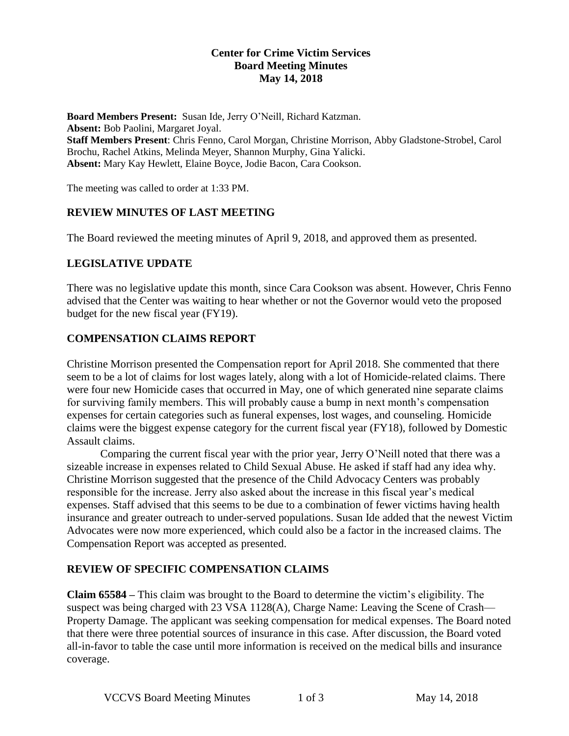**Center for Crime Victim Services**
**Board Meeting Minutes**
**May 14, 2018**

**Board Members Present:** Susan Ide, Jerry O'Neill, Richard Katzman.
**Absent:** Bob Paolini, Margaret Joyal.
**Staff Members Present**: Chris Fenno, Carol Morgan, Christine Morrison, Abby Gladstone-Strobel, Carol Brochu, Rachel Atkins, Melinda Meyer, Shannon Murphy, Gina Yalicki.
**Absent:** Mary Kay Hewlett, Elaine Boyce, Jodie Bacon, Cara Cookson.

The meeting was called to order at 1:33 PM.

## REVIEW MINUTES OF LAST MEETING

The Board reviewed the meeting minutes of April 9, 2018, and approved them as presented.

## LEGISLATIVE UPDATE

There was no legislative update this month, since Cara Cookson was absent. However, Chris Fenno advised that the Center was waiting to hear whether or not the Governor would veto the proposed budget for the new fiscal year (FY19).

## COMPENSATION CLAIMS REPORT

Christine Morrison presented the Compensation report for April 2018. She commented that there seem to be a lot of claims for lost wages lately, along with a lot of Homicide-related claims. There were four new Homicide cases that occurred in May, one of which generated nine separate claims for surviving family members. This will probably cause a bump in next month's compensation expenses for certain categories such as funeral expenses, lost wages, and counseling. Homicide claims were the biggest expense category for the current fiscal year (FY18), followed by Domestic Assault claims.

Comparing the current fiscal year with the prior year, Jerry O'Neill noted that there was a sizeable increase in expenses related to Child Sexual Abuse. He asked if staff had any idea why. Christine Morrison suggested that the presence of the Child Advocacy Centers was probably responsible for the increase. Jerry also asked about the increase in this fiscal year's medical expenses. Staff advised that this seems to be due to a combination of fewer victims having health insurance and greater outreach to under-served populations. Susan Ide added that the newest Victim Advocates were now more experienced, which could also be a factor in the increased claims. The Compensation Report was accepted as presented.

## REVIEW OF SPECIFIC COMPENSATION CLAIMS

**Claim 65584 –** This claim was brought to the Board to determine the victim's eligibility. The suspect was being charged with 23 VSA 1128(A), Charge Name: Leaving the Scene of Crash—Property Damage. The applicant was seeking compensation for medical expenses. The Board noted that there were three potential sources of insurance in this case. After discussion, the Board voted all-in-favor to table the case until more information is received on the medical bills and insurance coverage.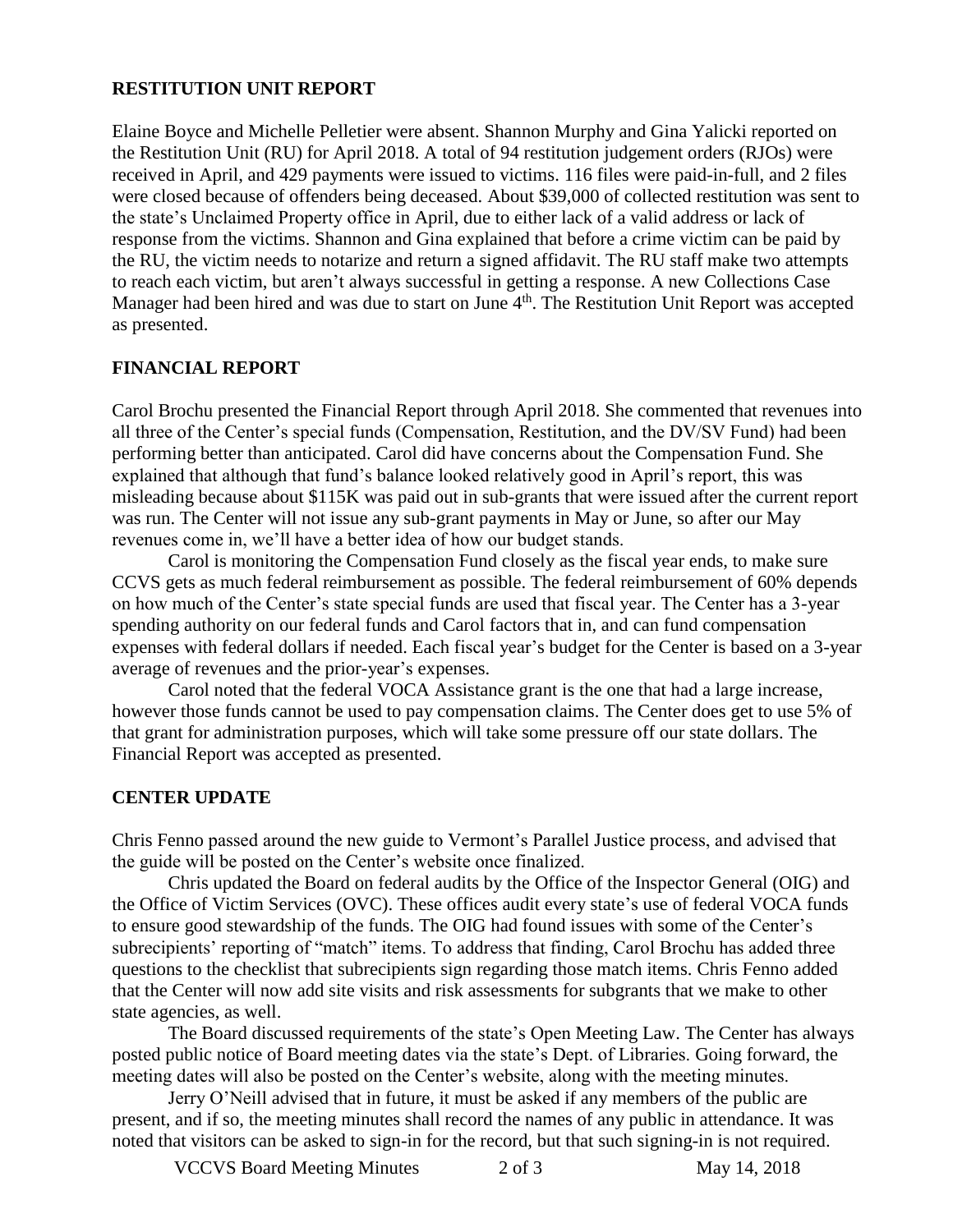**RESTITUTION UNIT REPORT**

Elaine Boyce and Michelle Pelletier were absent. Shannon Murphy and Gina Yalicki reported on the Restitution Unit (RU) for April 2018. A total of 94 restitution judgement orders (RJOs) were received in April, and 429 payments were issued to victims. 116 files were paid-in-full, and 2 files were closed because of offenders being deceased. About $39,000 of collected restitution was sent to the state's Unclaimed Property office in April, due to either lack of a valid address or lack of response from the victims. Shannon and Gina explained that before a crime victim can be paid by the RU, the victim needs to notarize and return a signed affidavit. The RU staff make two attempts to reach each victim, but aren't always successful in getting a response. A new Collections Case Manager had been hired and was due to start on June 4th. The Restitution Unit Report was accepted as presented.

**FINANCIAL REPORT**

Carol Brochu presented the Financial Report through April 2018. She commented that revenues into all three of the Center's special funds (Compensation, Restitution, and the DV/SV Fund) had been performing better than anticipated. Carol did have concerns about the Compensation Fund. She explained that although that fund's balance looked relatively good in April's report, this was misleading because about $115K was paid out in sub-grants that were issued after the current report was run. The Center will not issue any sub-grant payments in May or June, so after our May revenues come in, we'll have a better idea of how our budget stands.

Carol is monitoring the Compensation Fund closely as the fiscal year ends, to make sure CCVS gets as much federal reimbursement as possible. The federal reimbursement of 60% depends on how much of the Center's state special funds are used that fiscal year. The Center has a 3-year spending authority on our federal funds and Carol factors that in, and can fund compensation expenses with federal dollars if needed. Each fiscal year's budget for the Center is based on a 3-year average of revenues and the prior-year's expenses.

Carol noted that the federal VOCA Assistance grant is the one that had a large increase, however those funds cannot be used to pay compensation claims. The Center does get to use 5% of that grant for administration purposes, which will take some pressure off our state dollars. The Financial Report was accepted as presented.

**CENTER UPDATE**

Chris Fenno passed around the new guide to Vermont's Parallel Justice process, and advised that the guide will be posted on the Center's website once finalized.

Chris updated the Board on federal audits by the Office of the Inspector General (OIG) and the Office of Victim Services (OVC). These offices audit every state's use of federal VOCA funds to ensure good stewardship of the funds. The OIG had found issues with some of the Center's subrecipients' reporting of "match" items. To address that finding, Carol Brochu has added three questions to the checklist that subrecipients sign regarding those match items. Chris Fenno added that the Center will now add site visits and risk assessments for subgrants that we make to other state agencies, as well.

The Board discussed requirements of the state's Open Meeting Law. The Center has always posted public notice of Board meeting dates via the state's Dept. of Libraries. Going forward, the meeting dates will also be posted on the Center's website, along with the meeting minutes.

Jerry O'Neill advised that in future, it must be asked if any members of the public are present, and if so, the meeting minutes shall record the names of any public in attendance. It was noted that visitors can be asked to sign-in for the record, but that such signing-in is not required.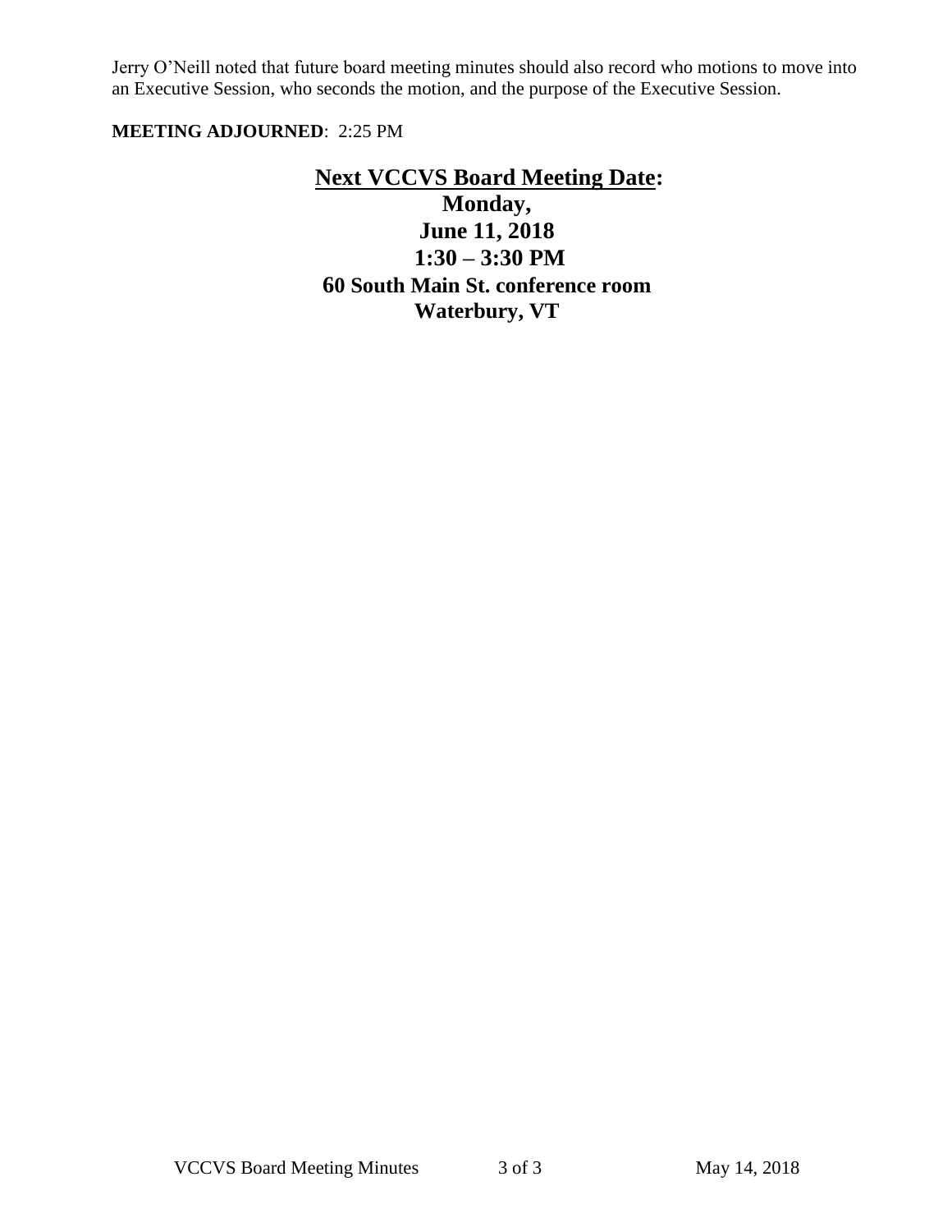Jerry O'Neill noted that future board meeting minutes should also record who motions to move into an Executive Session, who seconds the motion, and the purpose of the Executive Session.

**MEETING ADJOURNED**: 2:25 PM

**Next VCCVS Board Meeting Date:**
**Monday,**
**June 11, 2018**
**1:30 – 3:30 PM**
**60 South Main St. conference room**
**Waterbury, VT**